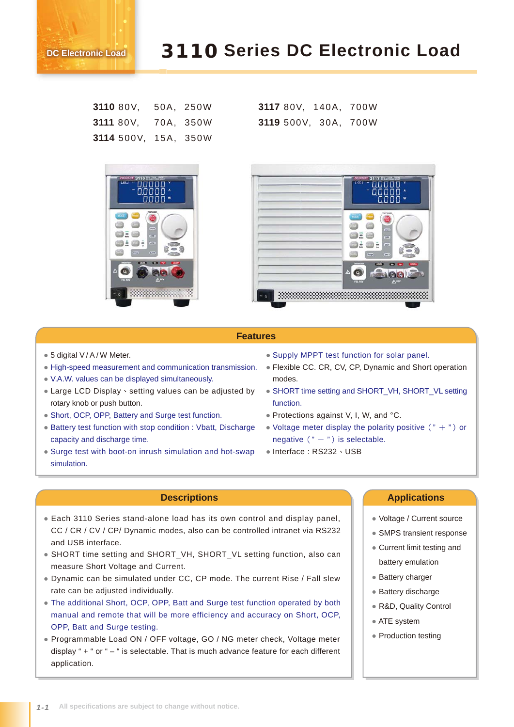DC Electronic Load

# 3110 Series DC Electronic Load

| Model | Voltage | Current | Power |
|---|---|---|---|
| **3110** | 80V | 50A | 250W |
| **3111** | 80V | 70A | 350W |
| **3114** | 500V | 15A | 350W |
| **3117** | 80V | 140A | 700W |
| **3119** | 500V | 30A | 700W |

## Features

- 5 digital V / A / W Meter.
- High-speed measurement and communication transmission.
- V.A.W. values can be displayed simultaneously.
- Large LCD Display、setting values can be adjusted by rotary knob or push button.
- Short, OCP, OPP, Battery and Surge test function.
- Battery test function with stop condition : Vbatt, Discharge capacity and discharge time.
- Surge test with boot-on inrush simulation and hot-swap simulation.
- Supply MPPT test function for solar panel.
- Flexible CC. CR, CV, CP, Dynamic and Short operation modes.
- SHORT time setting and SHORT_VH, SHORT_VL setting function.
- Protections against V, I, W, and °C.
- Voltage meter display the polarity positive（" ＋ "）or negative（" － "）is selectable.
- Interface : RS232、USB

## Descriptions

- Each 3110 Series stand-alone load has its own control and display panel, CC / CR / CV / CP/ Dynamic modes, also can be controlled intranet via RS232 and USB interface.
- SHORT time setting and SHORT_VH, SHORT_VL setting function, also can measure Short Voltage and Current.
- Dynamic can be simulated under CC, CP mode. The current Rise / Fall slew rate can be adjusted individually.
- The additional Short, OCP, OPP, Batt and Surge test function operated by both manual and remote that will be more efficiency and accuracy on Short, OCP, OPP, Batt and Surge testing.
- Programmable Load ON / OFF voltage, GO / NG meter check, Voltage meter display " + " or " – " is selectable. That is much advance feature for each different application.

## Applications

- Voltage / Current source
- SMPS transient response
- Current limit testing and battery emulation
- Battery charger
- Battery discharge
- R&D, Quality Control
- ATE system
- Production testing

All specifications are subject to change without notice.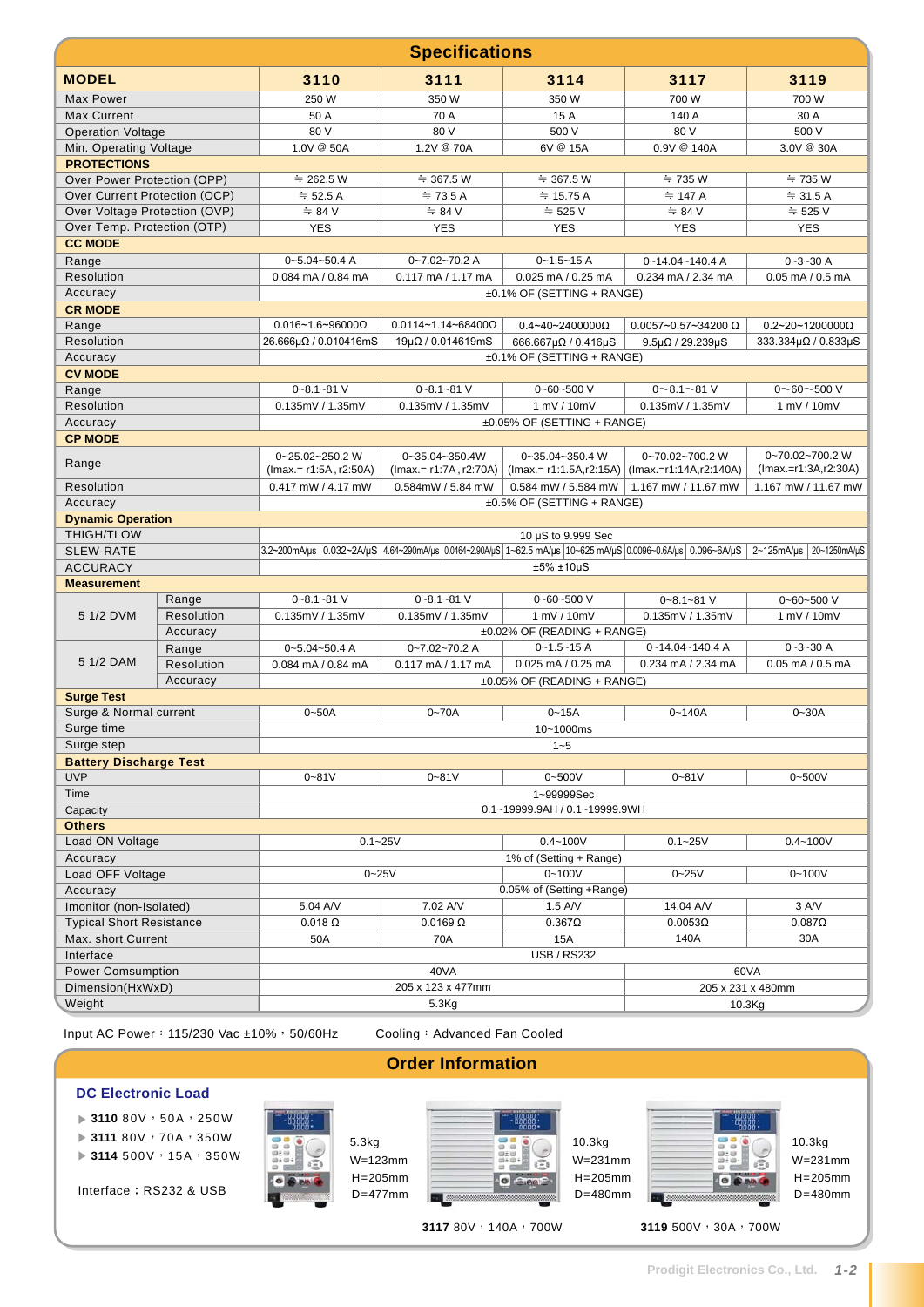## Specifications

| MODEL | | 3110 | 3111 | 3114 | 3117 | 3119 |
|---|---|---|---|---|---|---|
| Max Power | | 250 W | 350 W | 350 W | 700 W | 700 W |
| Max Current | | 50 A | 70 A | 15 A | 140 A | 30 A |
| Operation Voltage | | 80 V | 80 V | 500 V | 80 V | 500 V |
| Min. Operating Voltage | | 1.0V @ 50A | 1.2V @ 70A | 6V @ 15A | 0.9V @ 140A | 3.0V @ 30A |
| **PROTECTIONS** | | | | | | |
| Over Power Protection (OPP) | | ≒ 262.5 W | ≒ 367.5 W | ≒ 367.5 W | ≒ 735 W | ≒ 735 W |
| Over Current Protection (OCP) | | ≒ 52.5 A | ≒ 73.5 A | ≒ 15.75 A | ≒ 147 A | ≒ 31.5 A |
| Over Voltage Protection (OVP) | | ≒ 84 V | ≒ 84 V | ≒ 525 V | ≒ 84 V | ≒ 525 V |
| Over Temp. Protection (OTP) | | YES | YES | YES | YES | YES |
| **CC MODE** | | | | | | |
| Range | | 0~5.04~50.4 A | 0~7.02~70.2 A | 0~1.5~15 A | 0~14.04~140.4 A | 0~3~30 A |
| Resolution | | 0.084 mA / 0.84 mA | 0.117 mA / 1.17 mA | 0.025 mA / 0.25 mA | 0.234 mA / 2.34 mA | 0.05 mA / 0.5 mA |
| Accuracy | | ±0.1% OF (SETTING + RANGE) | | | | |
| **CR MODE** | | | | | | |
| Range | | 0.016~1.6~96000Ω | 0.0114~1.14~68400Ω | 0.4~40~2400000Ω | 0.0057~0.57~34200 Ω | 0.2~20~1200000Ω |
| Resolution | | 26.666μΩ / 0.010416mS | 19μΩ / 0.014619mS | 666.667μΩ / 0.416μS | 9.5μΩ / 29.239μS | 333.334μΩ / 0.833μS |
| Accuracy | | ±0.1% OF (SETTING + RANGE) | | | | |
| **CV MODE** | | | | | | |
| Range | | 0~8.1~81 V | 0~8.1~81 V | 0~60~500 V | 0~8.1~81 V | 0~60~500 V |
| Resolution | | 0.135mV / 1.35mV | 0.135mV / 1.35mV | 1 mV / 10mV | 0.135mV / 1.35mV | 1 mV / 10mV |
| Accuracy | | ±0.05% OF (SETTING + RANGE) | | | | |
| **CP MODE** | | | | | | |
| Range | | 0~25.02~250.2 W (Imax.= r1:5A , r2:50A) | 0~35.04~350.4W (Imax.= r1:7A , r2:70A) | 0~35.04~350.4 W (Imax.= r1:1.5A,r2:15A) | 0~70.02~700.2 W (Imax.=r1:14A,r2:140A) | 0~70.02~700.2 W (Imax.=r1:3A,r2:30A) |
| Resolution | | 0.417 mW / 4.17 mW | 0.584mW / 5.84 mW | 0.584 mW / 5.584 mW | 1.167 mW / 11.67 mW | 1.167 mW / 11.67 mW |
| Accuracy | | ±0.5% OF (SETTING + RANGE) | | | | |
| **Dynamic Operation** | | | | | | |
| THIGH/TLOW | | 10 μS to 9.999 Sec | | | | |
| SLEW-RATE | | 3.2~200mA/μs \| 0.032~2A/μS | 4.64~290mA/μs \| 0.0464~2.90A/μS | 1~62.5 mA/μs \| 10~625 mA/μS | 0.0096~0.6A/μs \| 0.096~6A/μS | 2~125mA/μs \| 20~1250mA/μS |
| ACCURACY | | ±5% ±10μS | | | | |
| **Measurement** | | | | | | |
| 5 1/2 DVM | Range | 0~8.1~81 V | 0~8.1~81 V | 0~60~500 V | 0~8.1~81 V | 0~60~500 V |
| | Resolution | 0.135mV / 1.35mV | 0.135mV / 1.35mV | 1 mV / 10mV | 0.135mV / 1.35mV | 1 mV / 10mV |
| | Accuracy | ±0.02% OF (READING + RANGE) | | | | |
| 5 1/2 DAM | Range | 0~5.04~50.4 A | 0~7.02~70.2 A | 0~1.5~15 A | 0~14.04~140.4 A | 0~3~30 A |
| | Resolution | 0.084 mA / 0.84 mA | 0.117 mA / 1.17 mA | 0.025 mA / 0.25 mA | 0.234 mA / 2.34 mA | 0.05 mA / 0.5 mA |
| | Accuracy | ±0.05% OF (READING + RANGE) | | | | |
| **Surge Test** | | | | | | |
| Surge & Normal current | | 0~50A | 0~70A | 0~15A | 0~140A | 0~30A |
| Surge time | | 10~1000ms | | | | |
| Surge step | | 1~5 | | | | |
| **Battery Discharge Test** | | | | | | |
| UVP | | 0~81V | 0~81V | 0~500V | 0~81V | 0~500V |
| Time | | 1~99999Sec | | | | |
| Capacity | | 0.1~19999.9AH / 0.1~19999.9WH | | | | |
| **Others** | | | | | | |
| Load ON Voltage | | 0.1~25V | | 0.4~100V | 0.1~25V | 0.4~100V |
| Accuracy | | 1% of (Setting + Range) | | | | |
| Load OFF Voltage | | 0~25V | | 0~100V | 0~25V | 0~100V |
| Accuracy | | 0.05% of (Setting +Range) | | | | |
| Imonitor (non-Isolated) | | 5.04 A/V | 7.02 A/V | 1.5 A/V | 14.04 A/V | 3 A/V |
| Typical Short Resistance | | 0.018 Ω | 0.0169 Ω | 0.367Ω | 0.0053Ω | 0.087Ω |
| Max. short Current | | 50A | 70A | 15A | 140A | 30A |
| Interface | | USB / RS232 | | | | |
| Power Comsumption | | 40VA | | | 60VA | |
| Dimension(HxWxD) | | 205 x 123 x 477mm | | | 205 x 231 x 480mm | |
| Weight | | 5.3Kg | | | 10.3Kg | |

Input AC Power：115/230 Vac ±10%，50/60Hz    Cooling：Advanced Fan Cooled

## Order Information

### DC Electronic Load

- **3110** 80V，50A，250W
- **3111** 80V，70A，350W
- **3114** 500V，15A，350W

Interface：RS232 & USB

5.3kg
W=123mm
H=205mm
D=477mm

10.3kg
W=231mm
H=205mm
D=480mm

**3117** 80V，140A，700W

10.3kg
W=231mm
H=205mm
D=480mm

**3119** 500V，30A，700W